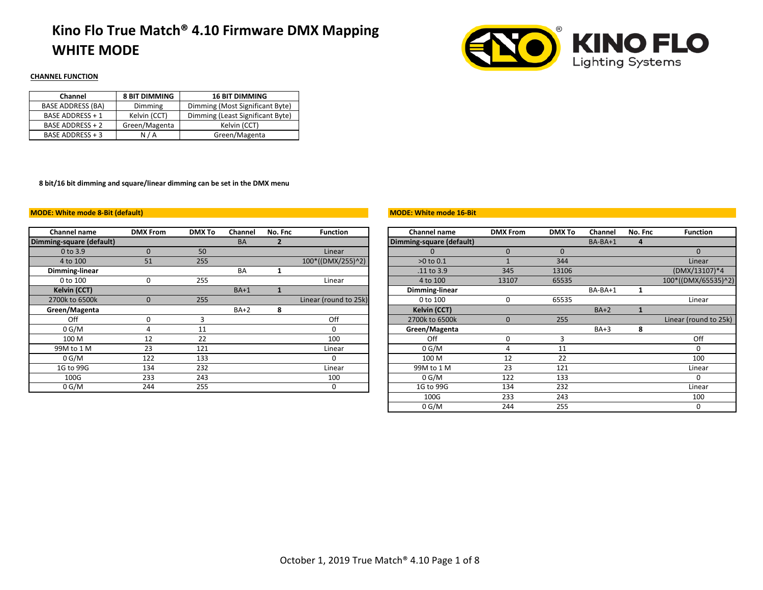# Kino Flo True Match® 4.10 Firmware DMX Mapping
# WHITE MODE

Kino Flo Lighting Systems

**CHANNEL FUNCTION**

| Channel | 8 BIT DIMMING | 16 BIT DIMMING |
|---|---|---|
| BASE ADDRESS (BA) | Dimming | Dimming (Most Significant Byte) |
| BASE ADDRESS + 1 | Kelvin (CCT) | Dimming (Least Significant Byte) |
| BASE ADDRESS + 2 | Green/Magenta | Kelvin (CCT) |
| BASE ADDRESS + 3 | N / A | Green/Magenta |

**8 bit/16 bit dimming and square/linear dimming can be set in the DMX menu**

**MODE: White mode 8-Bit (default)**

| Channel name | DMX From | DMX To | Channel | No. Fnc | Function |
|---|---|---|---|---|---|
| **Dimming-square (default)** | | | BA | **2** | |
| 0 to 3.9 | 0 | 50 | | | Linear |
| 4 to 100 | 51 | 255 | | | 100*((DMX/255)^2) |
| **Dimming-linear** | | | BA | **1** | |
| 0 to 100 | 0 | 255 | | | Linear |
| **Kelvin (CCT)** | | | BA+1 | **1** | |
| 2700k to 6500k | 0 | 255 | | | Linear (round to 25k) |
| **Green/Magenta** | | | BA+2 | **8** | |
| Off | 0 | 3 | | | Off |
| 0 G/M | 4 | 11 | | | 0 |
| 100 M | 12 | 22 | | | 100 |
| 99M to 1 M | 23 | 121 | | | Linear |
| 0 G/M | 122 | 133 | | | 0 |
| 1G to 99G | 134 | 232 | | | Linear |
| 100G | 233 | 243 | | | 100 |
| 0 G/M | 244 | 255 | | | 0 |

**MODE: White mode 16-Bit**

| Channel name | DMX From | DMX To | Channel | No. Fnc | Function |
|---|---|---|---|---|---|
| **Dimming-square (default)** | | | BA-BA+1 | **4** | |
| 0 | 0 | 0 | | | 0 |
| >0 to 0.1 | 1 | 344 | | | Linear |
| .11 to 3.9 | 345 | 13106 | | | (DMX/13107)*4 |
| 4 to 100 | 13107 | 65535 | | | 100*((DMX/65535)^2) |
| **Dimming-linear** | | | BA-BA+1 | **1** | |
| 0 to 100 | 0 | 65535 | | | Linear |
| **Kelvin (CCT)** | | | BA+2 | **1** | |
| 2700k to 6500k | 0 | 255 | | | Linear (round to 25k) |
| **Green/Magenta** | | | BA+3 | **8** | |
| Off | 0 | 3 | | | Off |
| 0 G/M | 4 | 11 | | | 0 |
| 100 M | 12 | 22 | | | 100 |
| 99M to 1 M | 23 | 121 | | | Linear |
| 0 G/M | 122 | 133 | | | 0 |
| 1G to 99G | 134 | 232 | | | Linear |
| 100G | 233 | 243 | | | 100 |
| 0 G/M | 244 | 255 | | | 0 |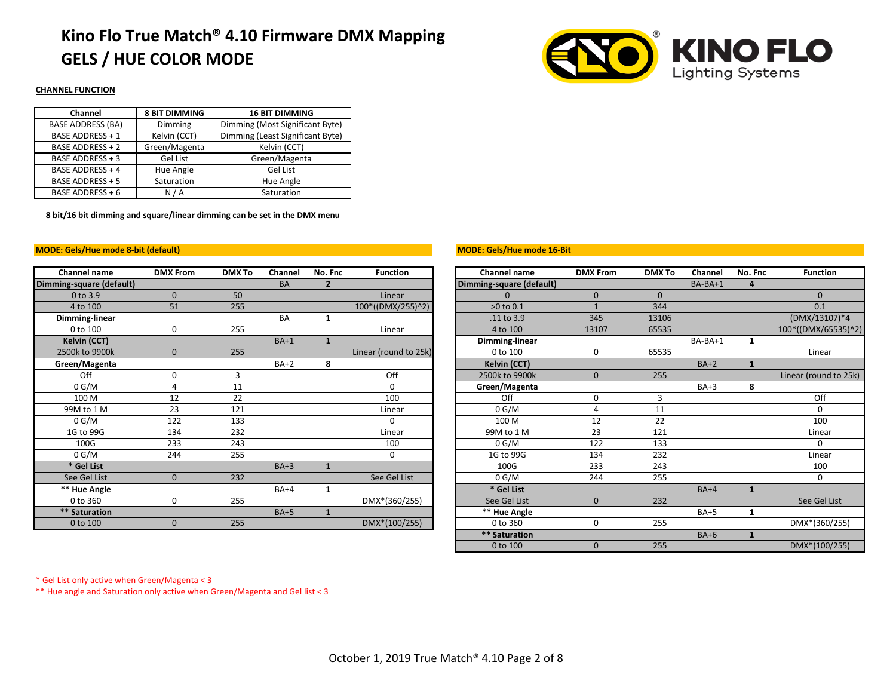# Kino Flo True Match® 4.10 Firmware DMX Mapping
# GELS / HUE COLOR MODE

**CHANNEL FUNCTION**

| Channel | 8 BIT DIMMING | 16 BIT DIMMING |
|---|---|---|
| BASE ADDRESS (BA) | Dimming | Dimming (Most Significant Byte) |
| BASE ADDRESS + 1 | Kelvin (CCT) | Dimming (Least Significant Byte) |
| BASE ADDRESS + 2 | Green/Magenta | Kelvin (CCT) |
| BASE ADDRESS + 3 | Gel List | Green/Magenta |
| BASE ADDRESS + 4 | Hue Angle | Gel List |
| BASE ADDRESS + 5 | Saturation | Hue Angle |
| BASE ADDRESS + 6 | N / A | Saturation |

**8 bit/16 bit dimming and square/linear dimming can be set in the DMX menu**

**MODE: Gels/Hue mode 8-bit (default)**

| Channel name | DMX From | DMX To | Channel | No. Fnc | Function |
|---|---|---|---|---|---|
| **Dimming-square (default)** | | | BA | **2** | |
| 0 to 3.9 | 0 | 50 | | | Linear |
| 4 to 100 | 51 | 255 | | | 100*((DMX/255)^2) |
| **Dimming-linear** | | | BA | **1** | |
| 0 to 100 | 0 | 255 | | | Linear |
| **Kelvin (CCT)** | | | BA+1 | **1** | |
| 2500k to 9900k | 0 | 255 | | | Linear (round to 25k) |
| **Green/Magenta** | | | BA+2 | **8** | |
| Off | 0 | 3 | | | Off |
| 0 G/M | 4 | 11 | | | 0 |
| 100 M | 12 | 22 | | | 100 |
| 99M to 1 M | 23 | 121 | | | Linear |
| 0 G/M | 122 | 133 | | | 0 |
| 1G to 99G | 134 | 232 | | | Linear |
| 100G | 233 | 243 | | | 100 |
| 0 G/M | 244 | 255 | | | 0 |
| **\* Gel List** | | | BA+3 | **1** | |
| See Gel List | 0 | 232 | | | See Gel List |
| **\*\* Hue Angle** | | | BA+4 | **1** | |
| 0 to 360 | 0 | 255 | | | DMX*(360/255) |
| **\*\* Saturation** | | | BA+5 | **1** | |
| 0 to 100 | 0 | 255 | | | DMX*(100/255) |

**MODE: Gels/Hue mode 16-Bit**

| Channel name | DMX From | DMX To | Channel | No. Fnc | Function |
|---|---|---|---|---|---|
| **Dimming-square (default)** | | | BA-BA+1 | **4** | |
| 0 | 0 | 0 | | | 0 |
| >0 to 0.1 | 1 | 344 | | | 0.1 |
| .11 to 3.9 | 345 | 13106 | | | (DMX/13107)*4 |
| 4 to 100 | 13107 | 65535 | | | 100*((DMX/65535)^2) |
| **Dimming-linear** | | | BA-BA+1 | **1** | |
| 0 to 100 | 0 | 65535 | | | Linear |
| **Kelvin (CCT)** | | | BA+2 | **1** | |
| 2500k to 9900k | 0 | 255 | | | Linear (round to 25k) |
| **Green/Magenta** | | | BA+3 | **8** | |
| Off | 0 | 3 | | | Off |
| 0 G/M | 4 | 11 | | | 0 |
| 100 M | 12 | 22 | | | 100 |
| 99M to 1 M | 23 | 121 | | | Linear |
| 0 G/M | 122 | 133 | | | 0 |
| 1G to 99G | 134 | 232 | | | Linear |
| 100G | 233 | 243 | | | 100 |
| 0 G/M | 244 | 255 | | | 0 |
| **\* Gel List** | | | BA+4 | **1** | |
| See Gel List | 0 | 232 | | | See Gel List |
| **\*\* Hue Angle** | | | BA+5 | **1** | |
| 0 to 360 | 0 | 255 | | | DMX*(360/255) |
| **\*\* Saturation** | | | BA+6 | **1** | |
| 0 to 100 | 0 | 255 | | | DMX*(100/255) |

\* Gel List only active when Green/Magenta < 3

\*\* Hue angle and Saturation only active when Green/Magenta and Gel list < 3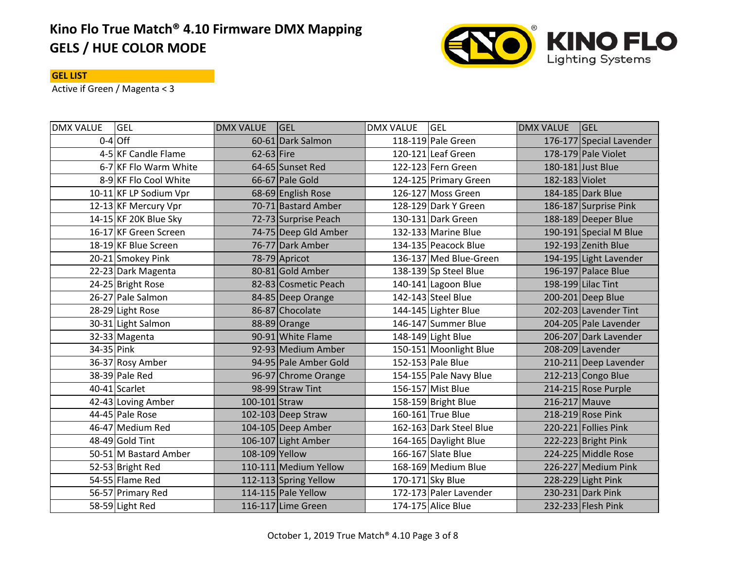# Kino Flo True Match® 4.10 Firmware DMX Mapping
# GELS / HUE COLOR MODE

**GEL LIST**

Active if Green / Magenta < 3

| DMX VALUE | GEL | DMX VALUE | GEL | DMX VALUE | GEL | DMX VALUE | GEL |
|---|---|---|---|---|---|---|---|
| 0-4 | Off | 60-61 | Dark Salmon | 118-119 | Pale Green | 176-177 | Special Lavender |
| 4-5 | KF Candle Flame | 62-63 | Fire | 120-121 | Leaf Green | 178-179 | Pale Violet |
| 6-7 | KF Flo Warm White | 64-65 | Sunset Red | 122-123 | Fern Green | 180-181 | Just Blue |
| 8-9 | KF Flo Cool White | 66-67 | Pale Gold | 124-125 | Primary Green | 182-183 | Violet |
| 10-11 | KF LP Sodium Vpr | 68-69 | English Rose | 126-127 | Moss Green | 184-185 | Dark Blue |
| 12-13 | KF Mercury Vpr | 70-71 | Bastard Amber | 128-129 | Dark Y Green | 186-187 | Surprise Pink |
| 14-15 | KF 20K Blue Sky | 72-73 | Surprise Peach | 130-131 | Dark Green | 188-189 | Deeper Blue |
| 16-17 | KF Green Screen | 74-75 | Deep Gld Amber | 132-133 | Marine Blue | 190-191 | Special M Blue |
| 18-19 | KF Blue Screen | 76-77 | Dark Amber | 134-135 | Peacock Blue | 192-193 | Zenith Blue |
| 20-21 | Smokey Pink | 78-79 | Apricot | 136-137 | Med Blue-Green | 194-195 | Light Lavender |
| 22-23 | Dark Magenta | 80-81 | Gold Amber | 138-139 | Sp Steel Blue | 196-197 | Palace Blue |
| 24-25 | Bright Rose | 82-83 | Cosmetic Peach | 140-141 | Lagoon Blue | 198-199 | Lilac Tint |
| 26-27 | Pale Salmon | 84-85 | Deep Orange | 142-143 | Steel Blue | 200-201 | Deep Blue |
| 28-29 | Light Rose | 86-87 | Chocolate | 144-145 | Lighter Blue | 202-203 | Lavender Tint |
| 30-31 | Light Salmon | 88-89 | Orange | 146-147 | Summer Blue | 204-205 | Pale Lavender |
| 32-33 | Magenta | 90-91 | White Flame | 148-149 | Light Blue | 206-207 | Dark Lavender |
| 34-35 | Pink | 92-93 | Medium Amber | 150-151 | Moonlight Blue | 208-209 | Lavender |
| 36-37 | Rosy Amber | 94-95 | Pale Amber Gold | 152-153 | Pale Blue | 210-211 | Deep Lavender |
| 38-39 | Pale Red | 96-97 | Chrome Orange | 154-155 | Pale Navy Blue | 212-213 | Congo Blue |
| 40-41 | Scarlet | 98-99 | Straw Tint | 156-157 | Mist Blue | 214-215 | Rose Purple |
| 42-43 | Loving Amber | 100-101 | Straw | 158-159 | Bright Blue | 216-217 | Mauve |
| 44-45 | Pale Rose | 102-103 | Deep Straw | 160-161 | True Blue | 218-219 | Rose Pink |
| 46-47 | Medium Red | 104-105 | Deep Amber | 162-163 | Dark Steel Blue | 220-221 | Follies Pink |
| 48-49 | Gold Tint | 106-107 | Light Amber | 164-165 | Daylight Blue | 222-223 | Bright Pink |
| 50-51 | M Bastard Amber | 108-109 | Yellow | 166-167 | Slate Blue | 224-225 | Middle Rose |
| 52-53 | Bright Red | 110-111 | Medium Yellow | 168-169 | Medium Blue | 226-227 | Medium Pink |
| 54-55 | Flame Red | 112-113 | Spring Yellow | 170-171 | Sky Blue | 228-229 | Light Pink |
| 56-57 | Primary Red | 114-115 | Pale Yellow | 172-173 | Paler Lavender | 230-231 | Dark Pink |
| 58-59 | Light Red | 116-117 | Lime Green | 174-175 | Alice Blue | 232-233 | Flesh Pink |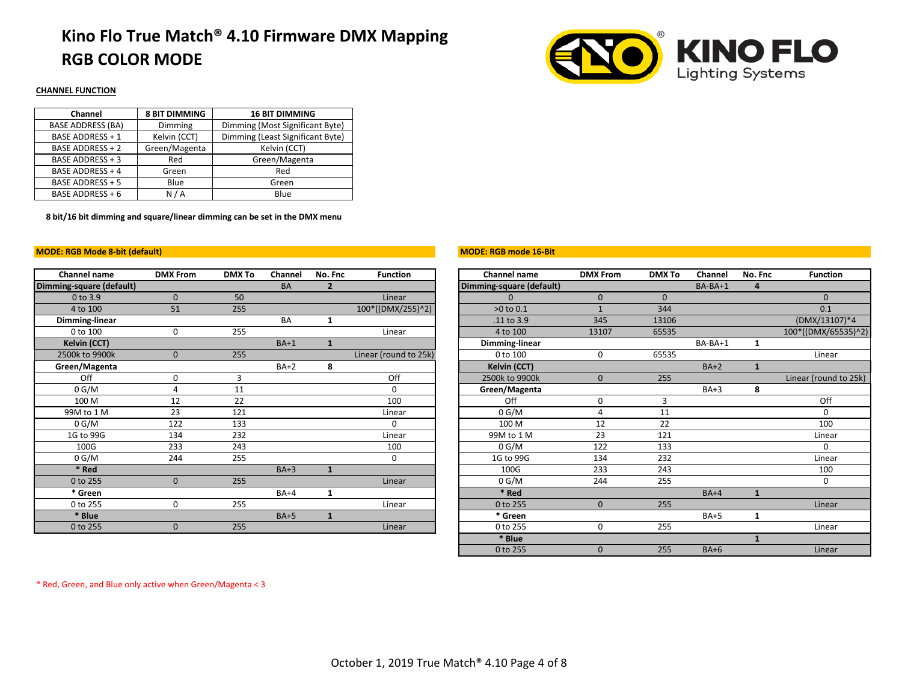# Kino Flo True Match® 4.10 Firmware DMX Mapping
# RGB COLOR MODE

**CHANNEL FUNCTION**

| Channel | 8 BIT DIMMING | 16 BIT DIMMING |
|---|---|---|
| BASE ADDRESS (BA) | Dimming | Dimming (Most Significant Byte) |
| BASE ADDRESS + 1 | Kelvin (CCT) | Dimming (Least Significant Byte) |
| BASE ADDRESS + 2 | Green/Magenta | Kelvin (CCT) |
| BASE ADDRESS + 3 | Red | Green/Magenta |
| BASE ADDRESS + 4 | Green | Red |
| BASE ADDRESS + 5 | Blue | Green |
| BASE ADDRESS + 6 | N / A | Blue |

**8 bit/16 bit dimming and square/linear dimming can be set in the DMX menu**

**MODE: RGB Mode 8-bit (default)**

| Channel name | DMX From | DMX To | Channel | No. Fnc | Function |
|---|---|---|---|---|---|
| **Dimming-square (default)** | | | BA | **2** | |
| 0 to 3.9 | 0 | 50 | | | Linear |
| 4 to 100 | 51 | 255 | | | 100*((DMX/255)^2) |
| **Dimming-linear** | | | BA | **1** | |
| 0 to 100 | 0 | 255 | | | Linear |
| **Kelvin (CCT)** | | | BA+1 | **1** | |
| 2500k to 9900k | 0 | 255 | | | Linear (round to 25k) |
| **Green/Magenta** | | | BA+2 | **8** | |
| Off | 0 | 3 | | | Off |
| 0 G/M | 4 | 11 | | | 0 |
| 100 M | 12 | 22 | | | 100 |
| 99M to 1 M | 23 | 121 | | | Linear |
| 0 G/M | 122 | 133 | | | 0 |
| 1G to 99G | 134 | 232 | | | Linear |
| 100G | 233 | 243 | | | 100 |
| 0 G/M | 244 | 255 | | | 0 |
| **\* Red** | | | BA+3 | **1** | |
| 0 to 255 | 0 | 255 | | | Linear |
| **\* Green** | | | BA+4 | **1** | |
| 0 to 255 | 0 | 255 | | | Linear |
| **\* Blue** | | | BA+5 | **1** | |
| 0 to 255 | 0 | 255 | | | Linear |

**MODE: RGB mode 16-Bit**

| Channel name | DMX From | DMX To | Channel | No. Fnc | Function |
|---|---|---|---|---|---|
| **Dimming-square (default)** | | | BA-BA+1 | **4** | |
| 0 | 0 | 0 | | | 0 |
| >0 to 0.1 | 1 | 344 | | | 0.1 |
| .11 to 3.9 | 345 | 13106 | | | (DMX/13107)*4 |
| 4 to 100 | 13107 | 65535 | | | 100*((DMX/65535)^2) |
| **Dimming-linear** | | | BA-BA+1 | **1** | |
| 0 to 100 | 0 | 65535 | | | Linear |
| **Kelvin (CCT)** | | | BA+2 | **1** | |
| 2500k to 9900k | 0 | 255 | | | Linear (round to 25k) |
| **Green/Magenta** | | | BA+3 | **8** | |
| Off | 0 | 3 | | | Off |
| 0 G/M | 4 | 11 | | | 0 |
| 100 M | 12 | 22 | | | 100 |
| 99M to 1 M | 23 | 121 | | | Linear |
| 0 G/M | 122 | 133 | | | 0 |
| 1G to 99G | 134 | 232 | | | Linear |
| 100G | 233 | 243 | | | 100 |
| 0 G/M | 244 | 255 | | | 0 |
| **\* Red** | | | BA+4 | **1** | |
| 0 to 255 | 0 | 255 | | | Linear |
| **\* Green** | | | BA+5 | **1** | |
| 0 to 255 | 0 | 255 | | | Linear |
| **\* Blue** | | | | **1** | |
| 0 to 255 | 0 | 255 | BA+6 | | Linear |

\* Red, Green, and Blue only active when Green/Magenta < 3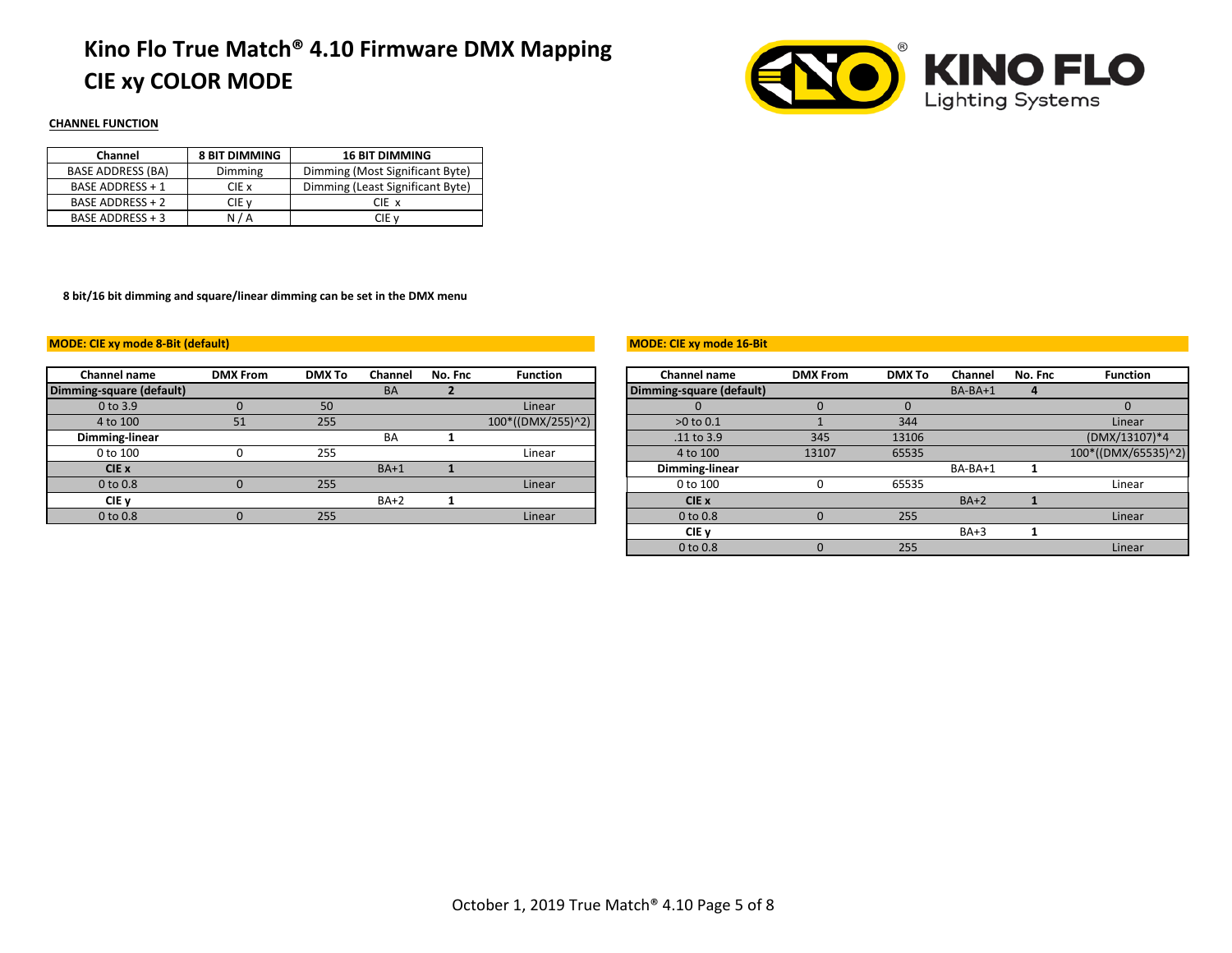# Kino Flo True Match® 4.10 Firmware DMX Mapping
# CIE xy COLOR MODE

**CHANNEL FUNCTION**

| Channel | 8 BIT DIMMING | 16 BIT DIMMING |
|---|---|---|
| BASE ADDRESS (BA) | Dimming | Dimming (Most Significant Byte) |
| BASE ADDRESS + 1 | CIE x | Dimming (Least Significant Byte) |
| BASE ADDRESS + 2 | CIE y | CIE x |
| BASE ADDRESS + 3 | N / A | CIE y |

**8 bit/16 bit dimming and square/linear dimming can be set in the DMX menu**

**MODE: CIE xy mode 8-Bit (default)**

| Channel name | DMX From | DMX To | Channel | No. Fnc | Function |
|---|---|---|---|---|---|
| **Dimming-square (default)** | | | BA | **2** | |
| 0 to 3.9 | 0 | 50 | | | Linear |
| 4 to 100 | 51 | 255 | | | 100*((DMX/255)^2) |
| **Dimming-linear** | | | BA | **1** | |
| 0 to 100 | 0 | 255 | | | Linear |
| **CIE x** | | | BA+1 | **1** | |
| 0 to 0.8 | 0 | 255 | | | Linear |
| **CIE y** | | | BA+2 | **1** | |
| 0 to 0.8 | 0 | 255 | | | Linear |

**MODE: CIE xy mode 16-Bit**

| Channel name | DMX From | DMX To | Channel | No. Fnc | Function |
|---|---|---|---|---|---|
| **Dimming-square (default)** | | | BA-BA+1 | **4** | |
| 0 | 0 | 0 | | | 0 |
| >0 to 0.1 | 1 | 344 | | | Linear |
| .11 to 3.9 | 345 | 13106 | | | (DMX/13107)*4 |
| 4 to 100 | 13107 | 65535 | | | 100*((DMX/65535)^2) |
| **Dimming-linear** | | | BA-BA+1 | **1** | |
| 0 to 100 | 0 | 65535 | | | Linear |
| **CIE x** | | | BA+2 | **1** | |
| 0 to 0.8 | 0 | 255 | | | Linear |
| **CIE y** | | | BA+3 | **1** | |
| 0 to 0.8 | 0 | 255 | | | Linear |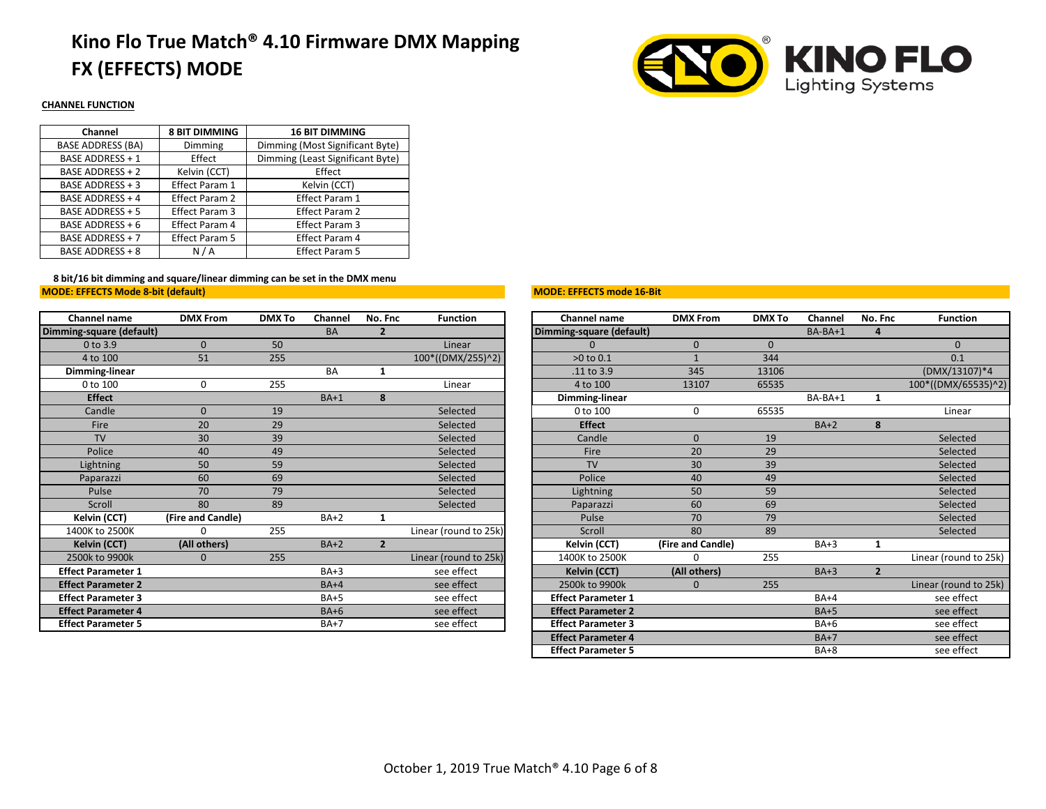# Kino Flo True Match® 4.10 Firmware DMX Mapping
# FX (EFFECTS) MODE

**CHANNEL FUNCTION**

| Channel | 8 BIT DIMMING | 16 BIT DIMMING |
|---|---|---|
| BASE ADDRESS (BA) | Dimming | Dimming (Most Significant Byte) |
| BASE ADDRESS + 1 | Effect | Dimming (Least Significant Byte) |
| BASE ADDRESS + 2 | Kelvin (CCT) | Effect |
| BASE ADDRESS + 3 | Effect Param 1 | Kelvin (CCT) |
| BASE ADDRESS + 4 | Effect Param 2 | Effect Param 1 |
| BASE ADDRESS + 5 | Effect Param 3 | Effect Param 2 |
| BASE ADDRESS + 6 | Effect Param 4 | Effect Param 3 |
| BASE ADDRESS + 7 | Effect Param 5 | Effect Param 4 |
| BASE ADDRESS + 8 | N / A | Effect Param 5 |

**8 bit/16 bit dimming and square/linear dimming can be set in the DMX menu**

**MODE: EFFECTS Mode 8-bit (default)**

| Channel name | DMX From | DMX To | Channel | No. Fnc | Function |
|---|---|---|---|---|---|
| **Dimming-square (default)** | | | BA | **2** | |
| 0 to 3.9 | 0 | 50 | | | Linear |
| 4 to 100 | 51 | 255 | | | 100*((DMX/255)^2) |
| **Dimming-linear** | | | BA | **1** | |
| 0 to 100 | 0 | 255 | | | Linear |
| **Effect** | | | BA+1 | **8** | |
| Candle | 0 | 19 | | | Selected |
| Fire | 20 | 29 | | | Selected |
| TV | 30 | 39 | | | Selected |
| Police | 40 | 49 | | | Selected |
| Lightning | 50 | 59 | | | Selected |
| Paparazzi | 60 | 69 | | | Selected |
| Pulse | 70 | 79 | | | Selected |
| Scroll | 80 | 89 | | | Selected |
| **Kelvin (CCT)** | **(Fire and Candle)** | | BA+2 | **1** | |
| 1400K to 2500K | 0 | 255 | | | Linear (round to 25k) |
| **Kelvin (CCT)** | **(All others)** | | BA+2 | **2** | |
| 2500k to 9900k | 0 | 255 | | | Linear (round to 25k) |
| **Effect Parameter 1** | | | BA+3 | | see effect |
| **Effect Parameter 2** | | | BA+4 | | see effect |
| **Effect Parameter 3** | | | BA+5 | | see effect |
| **Effect Parameter 4** | | | BA+6 | | see effect |
| **Effect Parameter 5** | | | BA+7 | | see effect |

**MODE: EFFECTS mode 16-Bit**

| Channel name | DMX From | DMX To | Channel | No. Fnc | Function |
|---|---|---|---|---|---|
| **Dimming-square (default)** | | | BA-BA+1 | **4** | |
| 0 | 0 | 0 | | | 0 |
| >0 to 0.1 | 1 | 344 | | | 0.1 |
| .11 to 3.9 | 345 | 13106 | | | (DMX/13107)*4 |
| 4 to 100 | 13107 | 65535 | | | 100*((DMX/65535)^2) |
| **Dimming-linear** | | | BA-BA+1 | **1** | |
| 0 to 100 | 0 | 65535 | | | Linear |
| **Effect** | | | BA+2 | **8** | |
| Candle | 0 | 19 | | | Selected |
| Fire | 20 | 29 | | | Selected |
| TV | 30 | 39 | | | Selected |
| Police | 40 | 49 | | | Selected |
| Lightning | 50 | 59 | | | Selected |
| Paparazzi | 60 | 69 | | | Selected |
| Pulse | 70 | 79 | | | Selected |
| Scroll | 80 | 89 | | | Selected |
| **Kelvin (CCT)** | **(Fire and Candle)** | | BA+3 | **1** | |
| 1400K to 2500K | 0 | 255 | | | Linear (round to 25k) |
| **Kelvin (CCT)** | **(All others)** | | BA+3 | **2** | |
| 2500k to 9900k | 0 | 255 | | | Linear (round to 25k) |
| **Effect Parameter 1** | | | BA+4 | | see effect |
| **Effect Parameter 2** | | | BA+5 | | see effect |
| **Effect Parameter 3** | | | BA+6 | | see effect |
| **Effect Parameter 4** | | | BA+7 | | see effect |
| **Effect Parameter 5** | | | BA+8 | | see effect |

October 1, 2019 True Match® 4.10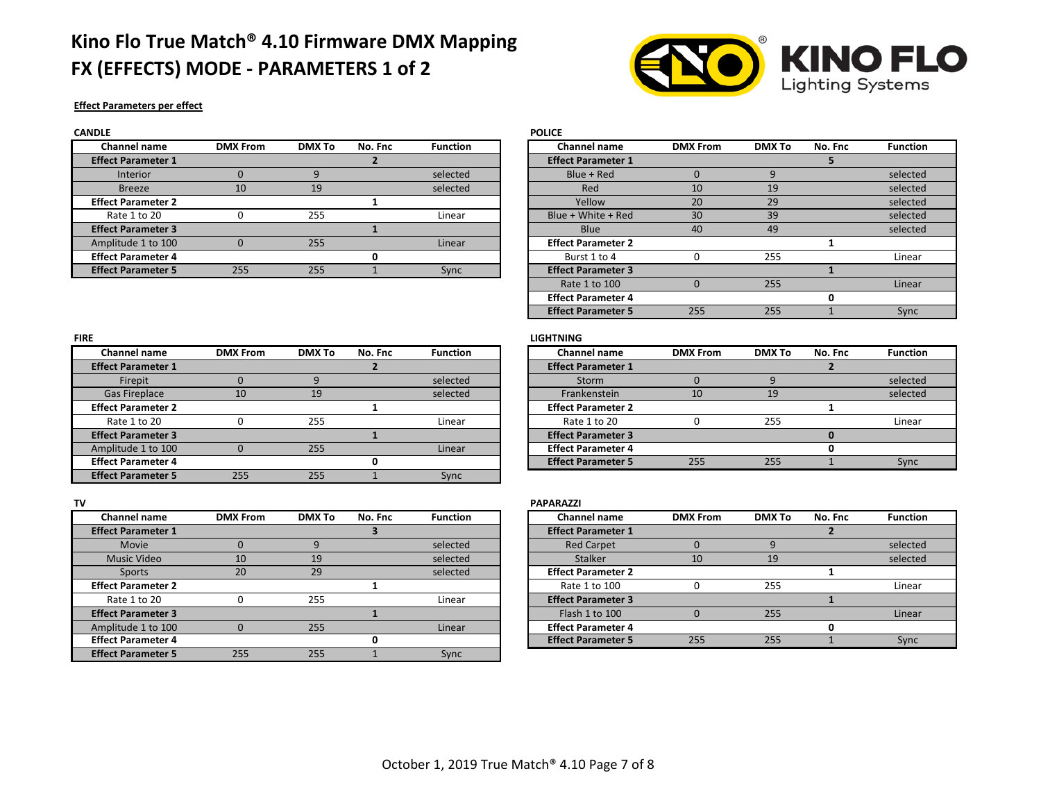# Kino Flo True Match® 4.10 Firmware DMX Mapping
# FX (EFFECTS) MODE - PARAMETERS 1 of 2

**Effect Parameters per effect**

**CANDLE**

| Channel name | DMX From | DMX To | No. Fnc | Function |
|---|---|---|---|---|
| **Effect Parameter 1** | | | **2** | |
| Interior | 0 | 9 | | selected |
| Breeze | 10 | 19 | | selected |
| **Effect Parameter 2** | | | **1** | |
| Rate 1 to 20 | 0 | 255 | | Linear |
| **Effect Parameter 3** | | | **1** | |
| Amplitude 1 to 100 | 0 | 255 | | Linear |
| **Effect Parameter 4** | | | **0** | |
| **Effect Parameter 5** | 255 | 255 | 1 | Sync |

**POLICE**

| Channel name | DMX From | DMX To | No. Fnc | Function |
|---|---|---|---|---|
| **Effect Parameter 1** | | | **5** | |
| Blue + Red | 0 | 9 | | selected |
| Red | 10 | 19 | | selected |
| Yellow | 20 | 29 | | selected |
| Blue + White + Red | 30 | 39 | | selected |
| Blue | 40 | 49 | | selected |
| **Effect Parameter 2** | | | **1** | |
| Burst 1 to 4 | 0 | 255 | | Linear |
| **Effect Parameter 3** | | | **1** | |
| Rate 1 to 100 | 0 | 255 | | Linear |
| **Effect Parameter 4** | | | **0** | |
| **Effect Parameter 5** | 255 | 255 | 1 | Sync |

**FIRE**

| Channel name | DMX From | DMX To | No. Fnc | Function |
|---|---|---|---|---|
| **Effect Parameter 1** | | | **2** | |
| Firepit | 0 | 9 | | selected |
| Gas Fireplace | 10 | 19 | | selected |
| **Effect Parameter 2** | | | **1** | |
| Rate 1 to 20 | 0 | 255 | | Linear |
| **Effect Parameter 3** | | | **1** | |
| Amplitude 1 to 100 | 0 | 255 | | Linear |
| **Effect Parameter 4** | | | **0** | |
| **Effect Parameter 5** | 255 | 255 | 1 | Sync |

**LIGHTNING**

| Channel name | DMX From | DMX To | No. Fnc | Function |
|---|---|---|---|---|
| **Effect Parameter 1** | | | **2** | |
| Storm | 0 | 9 | | selected |
| Frankenstein | 10 | 19 | | selected |
| **Effect Parameter 2** | | | **1** | |
| Rate 1 to 20 | 0 | 255 | | Linear |
| **Effect Parameter 3** | | | **0** | |
| **Effect Parameter 4** | | | **0** | |
| **Effect Parameter 5** | 255 | 255 | 1 | Sync |

**TV**

| Channel name | DMX From | DMX To | No. Fnc | Function |
|---|---|---|---|---|
| **Effect Parameter 1** | | | **3** | |
| Movie | 0 | 9 | | selected |
| Music Video | 10 | 19 | | selected |
| Sports | 20 | 29 | | selected |
| **Effect Parameter 2** | | | **1** | |
| Rate 1 to 20 | 0 | 255 | | Linear |
| **Effect Parameter 3** | | | **1** | |
| Amplitude 1 to 100 | 0 | 255 | | Linear |
| **Effect Parameter 4** | | | **0** | |
| **Effect Parameter 5** | 255 | 255 | 1 | Sync |

**PAPARAZZI**

| Channel name | DMX From | DMX To | No. Fnc | Function |
|---|---|---|---|---|
| **Effect Parameter 1** | | | **2** | |
| Red Carpet | 0 | 9 | | selected |
| Stalker | 10 | 19 | | selected |
| **Effect Parameter 2** | | | **1** | |
| Rate 1 to 100 | 0 | 255 | | Linear |
| **Effect Parameter 3** | | | **1** | |
| Flash 1 to 100 | 0 | 255 | | Linear |
| **Effect Parameter 4** | | | **0** | |
| **Effect Parameter 5** | 255 | 255 | 1 | Sync |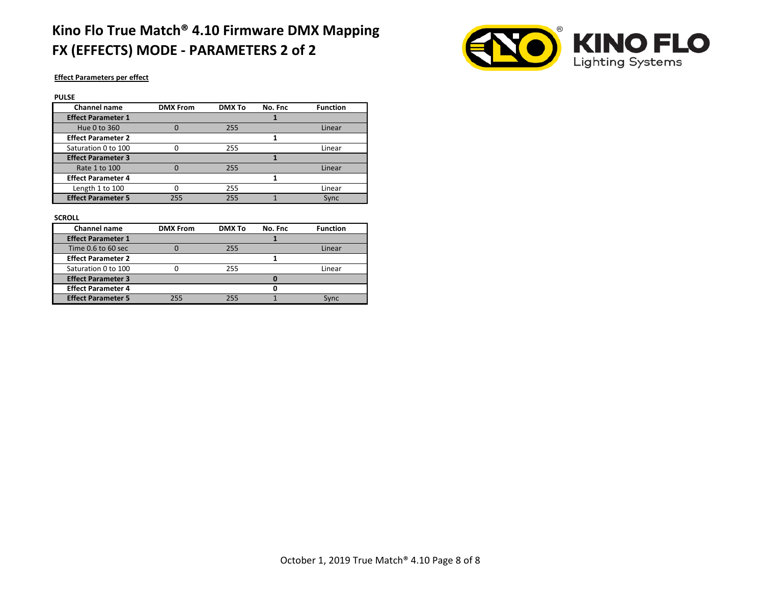# Kino Flo True Match® 4.10 Firmware DMX Mapping
# FX (EFFECTS) MODE - PARAMETERS 2 of 2

**Effect Parameters per effect**

**PULSE**

| Channel name | DMX From | DMX To | No. Fnc | Function |
|---|---|---|---|---|
| **Effect Parameter 1** | | | **1** | |
| Hue 0 to 360 | 0 | 255 | | Linear |
| **Effect Parameter 2** | | | **1** | |
| Saturation 0 to 100 | 0 | 255 | | Linear |
| **Effect Parameter 3** | | | **1** | |
| Rate 1 to 100 | 0 | 255 | | Linear |
| **Effect Parameter 4** | | | **1** | |
| Length 1 to 100 | 0 | 255 | | Linear |
| **Effect Parameter 5** | 255 | 255 | 1 | Sync |

**SCROLL**

| Channel name | DMX From | DMX To | No. Fnc | Function |
|---|---|---|---|---|
| **Effect Parameter 1** | | | **1** | |
| Time 0.6 to 60 sec | 0 | 255 | | Linear |
| **Effect Parameter 2** | | | **1** | |
| Saturation 0 to 100 | 0 | 255 | | Linear |
| **Effect Parameter 3** | | | **0** | |
| **Effect Parameter 4** | | | **0** | |
| **Effect Parameter 5** | 255 | 255 | 1 | Sync |